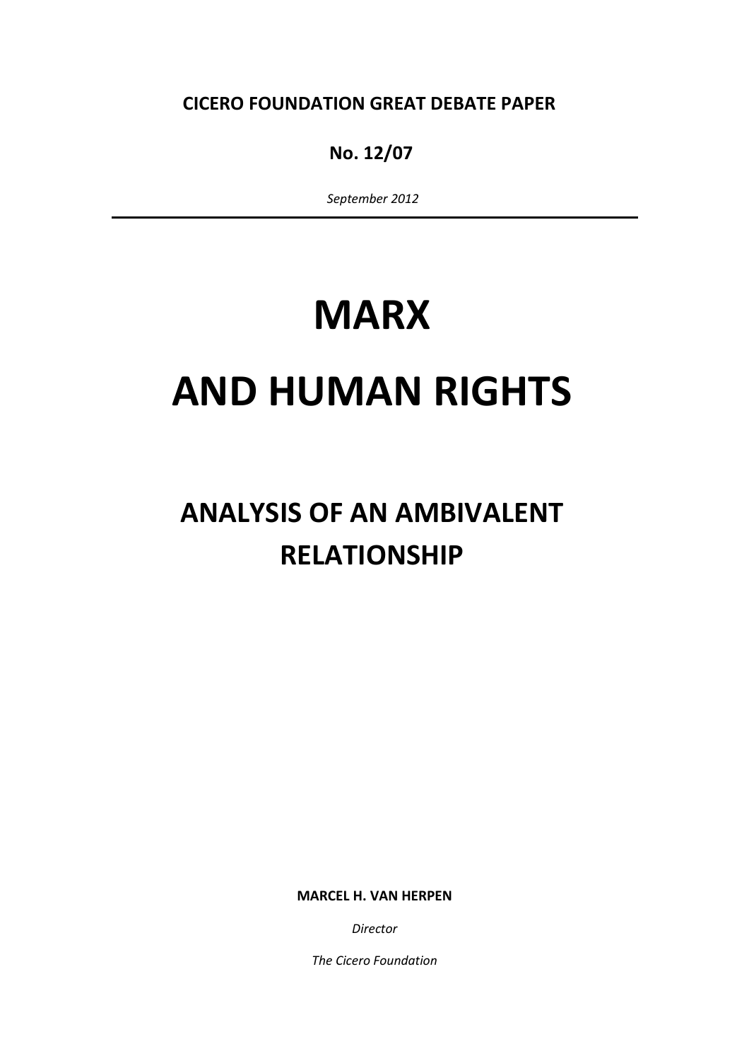**CICERO FOUNDATION GREAT DEBATE PAPER**

**No. 12/07**

*September 2012*

---

# MARX

# AND HUMAN RIGHTS

## ANALYSIS OF AN AMBIVALENT RELATIONSHIP

**MARCEL H. VAN HERPEN**

*Director*

*The Cicero Foundation*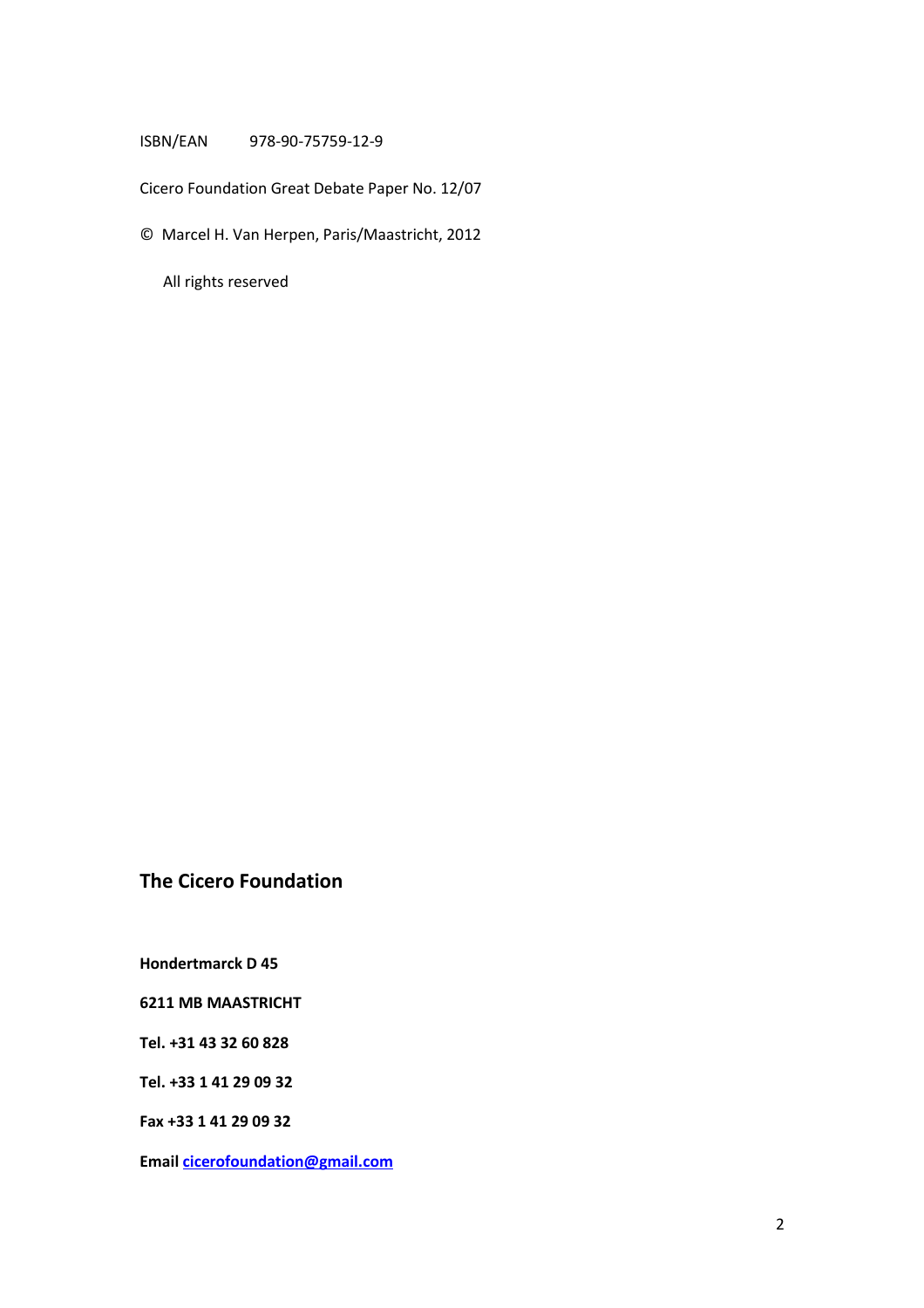ISBN/EAN 978-90-75759-12-9

Cicero Foundation Great Debate Paper No. 12/07

© Marcel H. Van Herpen, Paris/Maastricht, 2012

All rights reserved

## The Cicero Foundation

**Hondertmarck D 45**

**6211 MB MAASTRICHT**

**Tel. +31 43 32 60 828**

**Tel. +33 1 41 29 09 32**

**Fax +33 1 41 29 09 32**

**Email cicerofoundation@gmail.com**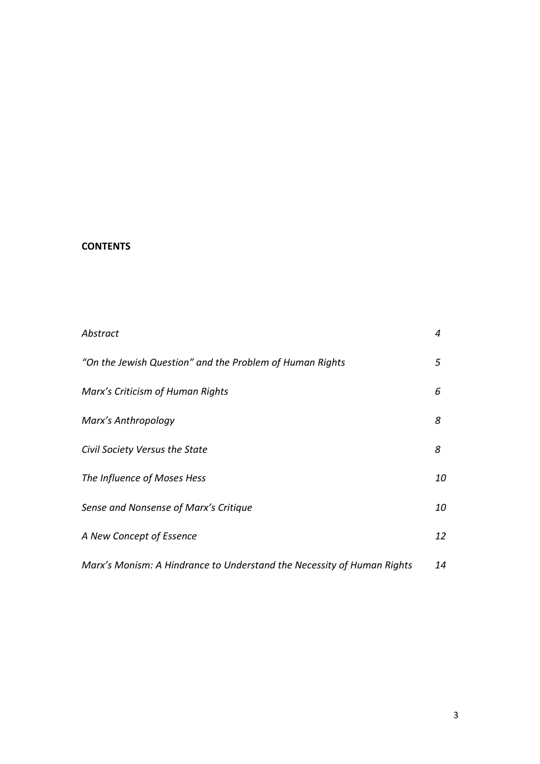**CONTENTS**

| | |
|---|---|
| *Abstract* | *4* |
| *“On the Jewish Question” and the Problem of Human Rights* | *5* |
| *Marx’s Criticism of Human Rights* | *6* |
| *Marx’s Anthropology* | *8* |
| *Civil Society Versus the State* | *8* |
| *The Influence of Moses Hess* | *10* |
| *Sense and Nonsense of Marx’s Critique* | *10* |
| *A New Concept of Essence* | *12* |
| *Marx’s Monism: A Hindrance to Understand the Necessity of Human Rights* | *14* |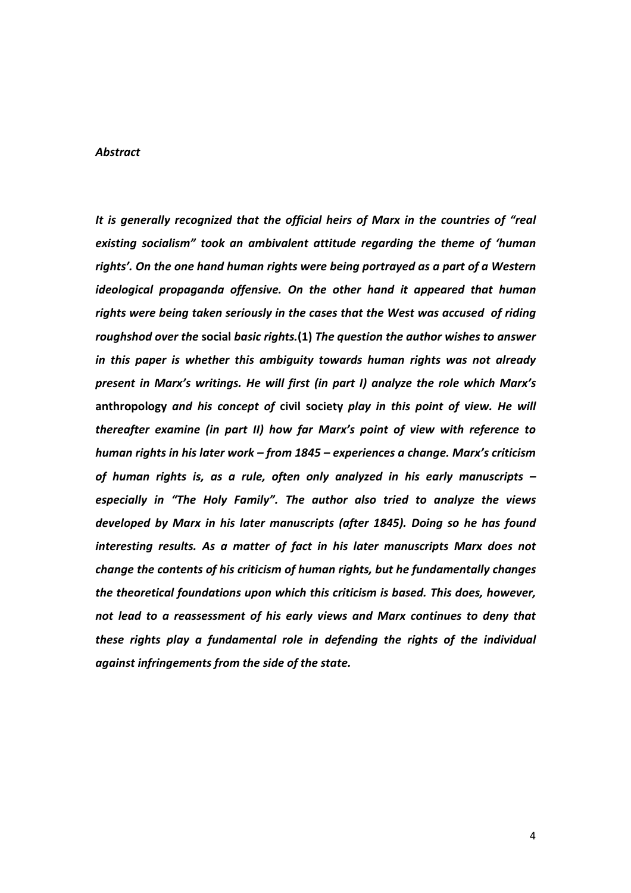***Abstract***

***It is generally recognized that the official heirs of Marx in the countries of "real existing socialism" took an ambivalent attitude regarding the theme of 'human rights'. On the one hand human rights were being portrayed as a part of a Western ideological propaganda offensive. On the other hand it appeared that human rights were being taken seriously in the cases that the West was accused of riding roughshod over the* social *basic rights.*(1) *The question the author wishes to answer in this paper is whether this ambiguity towards human rights was not already present in Marx's writings. He will first (in part I) analyze the role which Marx's* anthropology *and his concept of* civil society *play in this point of view. He will thereafter examine (in part II) how far Marx's point of view with reference to human rights in his later work – from 1845 – experiences a change. Marx's criticism of human rights is, as a rule, often only analyzed in his early manuscripts – especially in "The Holy Family". The author also tried to analyze the views developed by Marx in his later manuscripts (after 1845). Doing so he has found interesting results. As a matter of fact in his later manuscripts Marx does not change the contents of his criticism of human rights, but he fundamentally changes the theoretical foundations upon which this criticism is based. This does, however, not lead to a reassessment of his early views and Marx continues to deny that these rights play a fundamental role in defending the rights of the individual against infringements from the side of the state.***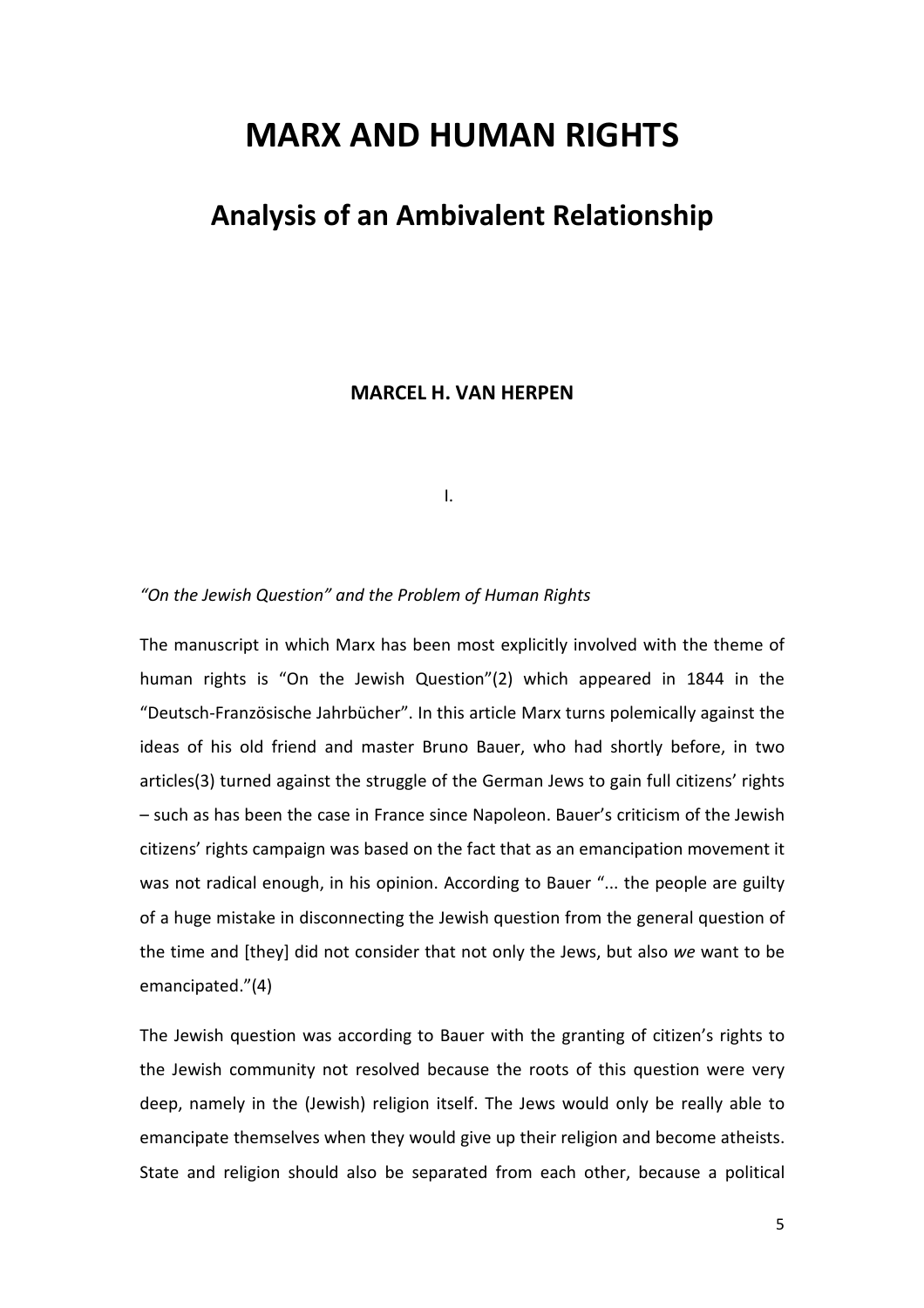# MARX AND HUMAN RIGHTS

## Analysis of an Ambivalent Relationship

**MARCEL H. VAN HERPEN**

I.

*"On the Jewish Question" and the Problem of Human Rights*

The manuscript in which Marx has been most explicitly involved with the theme of human rights is "On the Jewish Question"(2) which appeared in 1844 in the "Deutsch-Französische Jahrbücher". In this article Marx turns polemically against the ideas of his old friend and master Bruno Bauer, who had shortly before, in two articles(3) turned against the struggle of the German Jews to gain full citizens' rights – such as has been the case in France since Napoleon. Bauer's criticism of the Jewish citizens' rights campaign was based on the fact that as an emancipation movement it was not radical enough, in his opinion. According to Bauer "... the people are guilty of a huge mistake in disconnecting the Jewish question from the general question of the time and [they] did not consider that not only the Jews, but also *we* want to be emancipated."(4)

The Jewish question was according to Bauer with the granting of citizen's rights to the Jewish community not resolved because the roots of this question were very deep, namely in the (Jewish) religion itself. The Jews would only be really able to emancipate themselves when they would give up their religion and become atheists. State and religion should also be separated from each other, because a political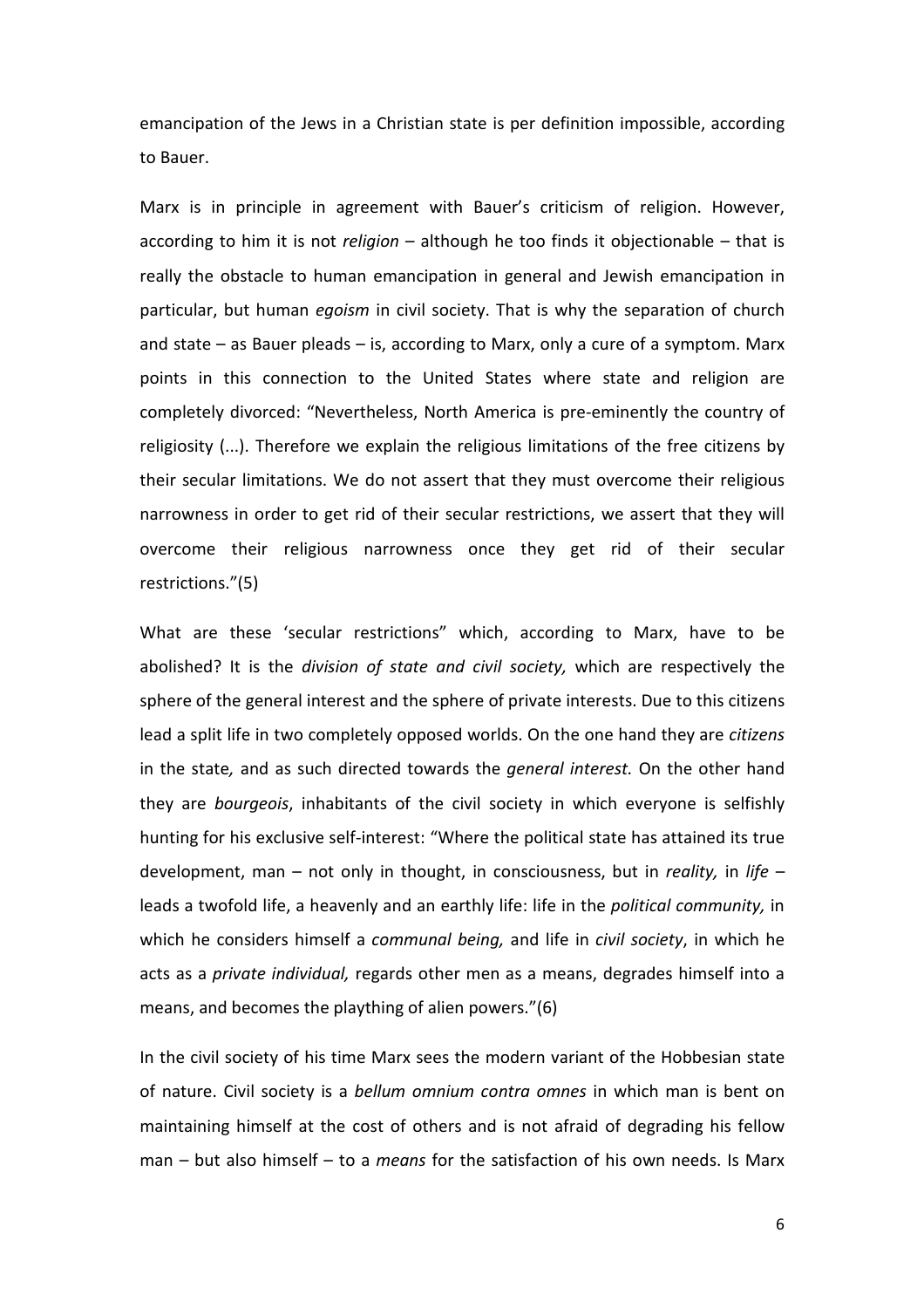emancipation of the Jews in a Christian state is per definition impossible, according to Bauer.

Marx is in principle in agreement with Bauer's criticism of religion. However, according to him it is not *religion* – although he too finds it objectionable – that is really the obstacle to human emancipation in general and Jewish emancipation in particular, but human *egoism* in civil society. That is why the separation of church and state – as Bauer pleads – is, according to Marx, only a cure of a symptom. Marx points in this connection to the United States where state and religion are completely divorced: "Nevertheless, North America is pre-eminently the country of religiosity (...). Therefore we explain the religious limitations of the free citizens by their secular limitations. We do not assert that they must overcome their religious narrowness in order to get rid of their secular restrictions, we assert that they will overcome their religious narrowness once they get rid of their secular restrictions."(5)

What are these 'secular restrictions" which, according to Marx, have to be abolished? It is the *division of state and civil society,* which are respectively the sphere of the general interest and the sphere of private interests. Due to this citizens lead a split life in two completely opposed worlds. On the one hand they are *citizens* in the state*,* and as such directed towards the *general interest.* On the other hand they are *bourgeois*, inhabitants of the civil society in which everyone is selfishly hunting for his exclusive self-interest: "Where the political state has attained its true development, man – not only in thought, in consciousness, but in *reality,* in *life* – leads a twofold life, a heavenly and an earthly life: life in the *political community,* in which he considers himself a *communal being,* and life in *civil society*, in which he acts as a *private individual,* regards other men as a means, degrades himself into a means, and becomes the plaything of alien powers."(6)

In the civil society of his time Marx sees the modern variant of the Hobbesian state of nature. Civil society is a *bellum omnium contra omnes* in which man is bent on maintaining himself at the cost of others and is not afraid of degrading his fellow man – but also himself – to a *means* for the satisfaction of his own needs. Is Marx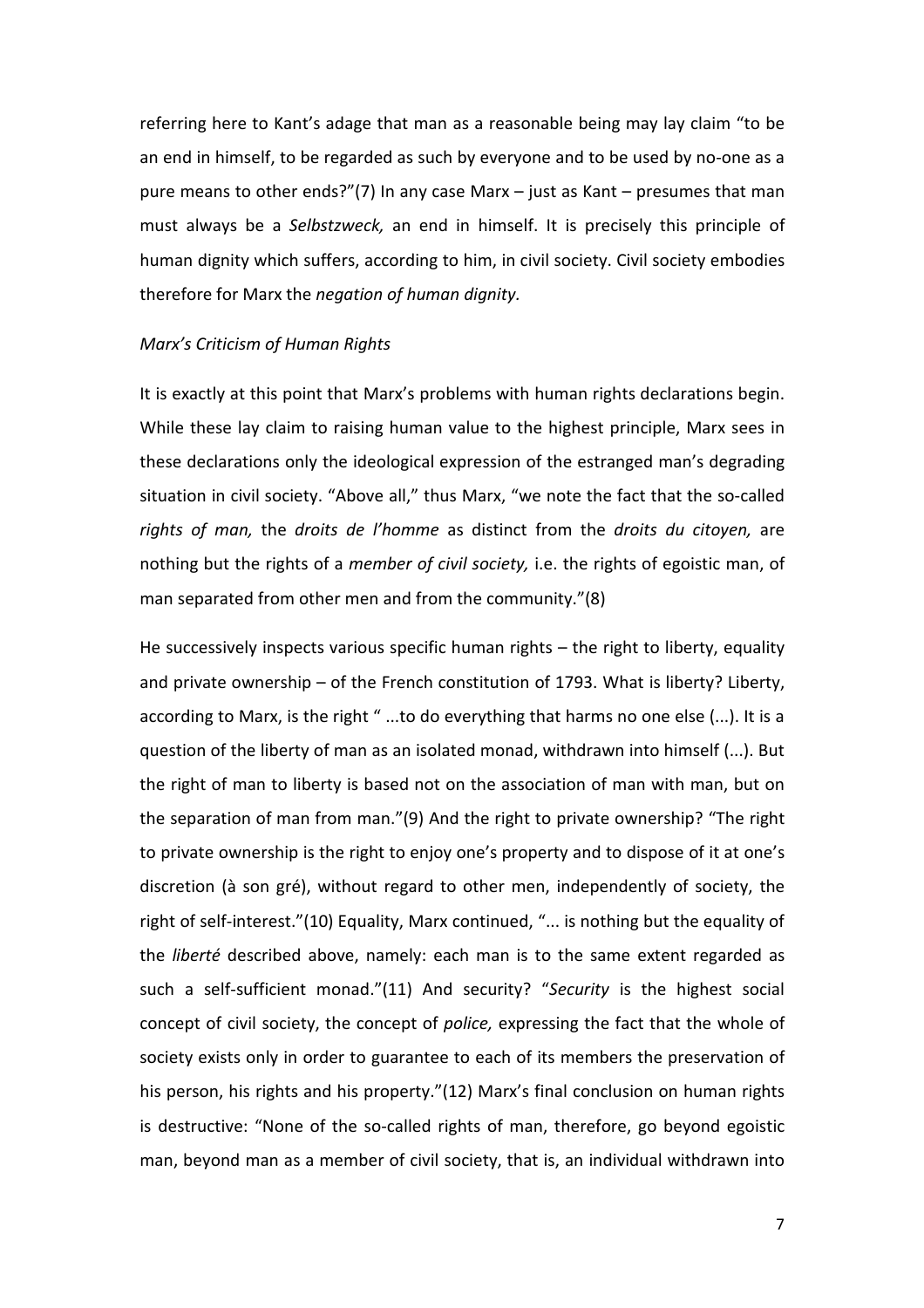referring here to Kant's adage that man as a reasonable being may lay claim "to be an end in himself, to be regarded as such by everyone and to be used by no-one as a pure means to other ends?"(7) In any case Marx – just as Kant – presumes that man must always be a *Selbstzweck,* an end in himself. It is precisely this principle of human dignity which suffers, according to him, in civil society. Civil society embodies therefore for Marx the *negation of human dignity.*

*Marx's Criticism of Human Rights*

It is exactly at this point that Marx's problems with human rights declarations begin. While these lay claim to raising human value to the highest principle, Marx sees in these declarations only the ideological expression of the estranged man's degrading situation in civil society. "Above all," thus Marx, "we note the fact that the so-called *rights of man,* the *droits de l'homme* as distinct from the *droits du citoyen,* are nothing but the rights of a *member of civil society,* i.e. the rights of egoistic man, of man separated from other men and from the community."(8)

He successively inspects various specific human rights – the right to liberty, equality and private ownership – of the French constitution of 1793. What is liberty? Liberty, according to Marx, is the right " ...to do everything that harms no one else (...). It is a question of the liberty of man as an isolated monad, withdrawn into himself (...). But the right of man to liberty is based not on the association of man with man, but on the separation of man from man."(9) And the right to private ownership? "The right to private ownership is the right to enjoy one's property and to dispose of it at one's discretion (à son gré), without regard to other men, independently of society, the right of self-interest."(10) Equality, Marx continued, "... is nothing but the equality of the *liberté* described above, namely: each man is to the same extent regarded as such a self-sufficient monad."(11) And security? "*Security* is the highest social concept of civil society, the concept of *police,* expressing the fact that the whole of society exists only in order to guarantee to each of its members the preservation of his person, his rights and his property."(12) Marx's final conclusion on human rights is destructive: "None of the so-called rights of man, therefore, go beyond egoistic man, beyond man as a member of civil society, that is, an individual withdrawn into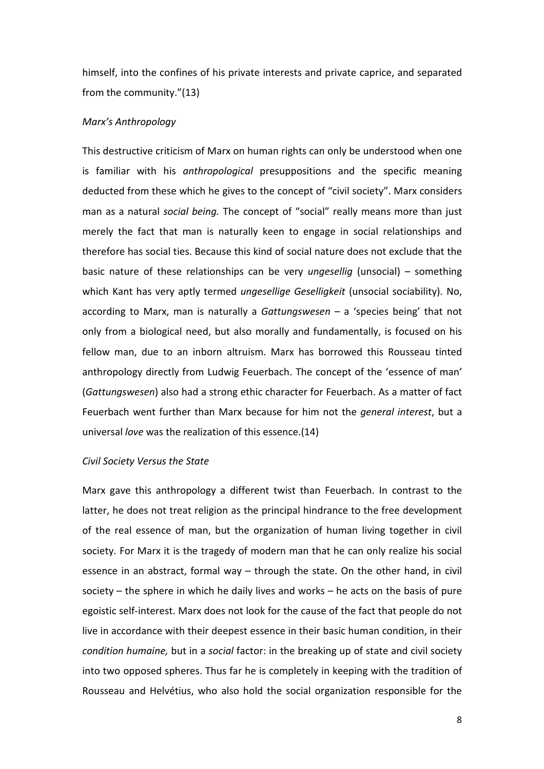himself, into the confines of his private interests and private caprice, and separated from the community."(13)

*Marx's Anthropology*

This destructive criticism of Marx on human rights can only be understood when one is familiar with his *anthropological* presuppositions and the specific meaning deducted from these which he gives to the concept of "civil society". Marx considers man as a natural *social being.* The concept of "social" really means more than just merely the fact that man is naturally keen to engage in social relationships and therefore has social ties. Because this kind of social nature does not exclude that the basic nature of these relationships can be very *ungesellig* (unsocial) – something which Kant has very aptly termed *ungesellige Geselligkeit* (unsocial sociability). No, according to Marx, man is naturally a *Gattungswesen* – a 'species being' that not only from a biological need, but also morally and fundamentally, is focused on his fellow man, due to an inborn altruism. Marx has borrowed this Rousseau tinted anthropology directly from Ludwig Feuerbach. The concept of the 'essence of man' (*Gattungswesen*) also had a strong ethic character for Feuerbach. As a matter of fact Feuerbach went further than Marx because for him not the *general interest*, but a universal *love* was the realization of this essence.(14)

*Civil Society Versus the State*

Marx gave this anthropology a different twist than Feuerbach. In contrast to the latter, he does not treat religion as the principal hindrance to the free development of the real essence of man, but the organization of human living together in civil society. For Marx it is the tragedy of modern man that he can only realize his social essence in an abstract, formal way – through the state. On the other hand, in civil society – the sphere in which he daily lives and works – he acts on the basis of pure egoistic self-interest. Marx does not look for the cause of the fact that people do not live in accordance with their deepest essence in their basic human condition, in their *condition humaine,* but in a *social* factor: in the breaking up of state and civil society into two opposed spheres. Thus far he is completely in keeping with the tradition of Rousseau and Helvétius, who also hold the social organization responsible for the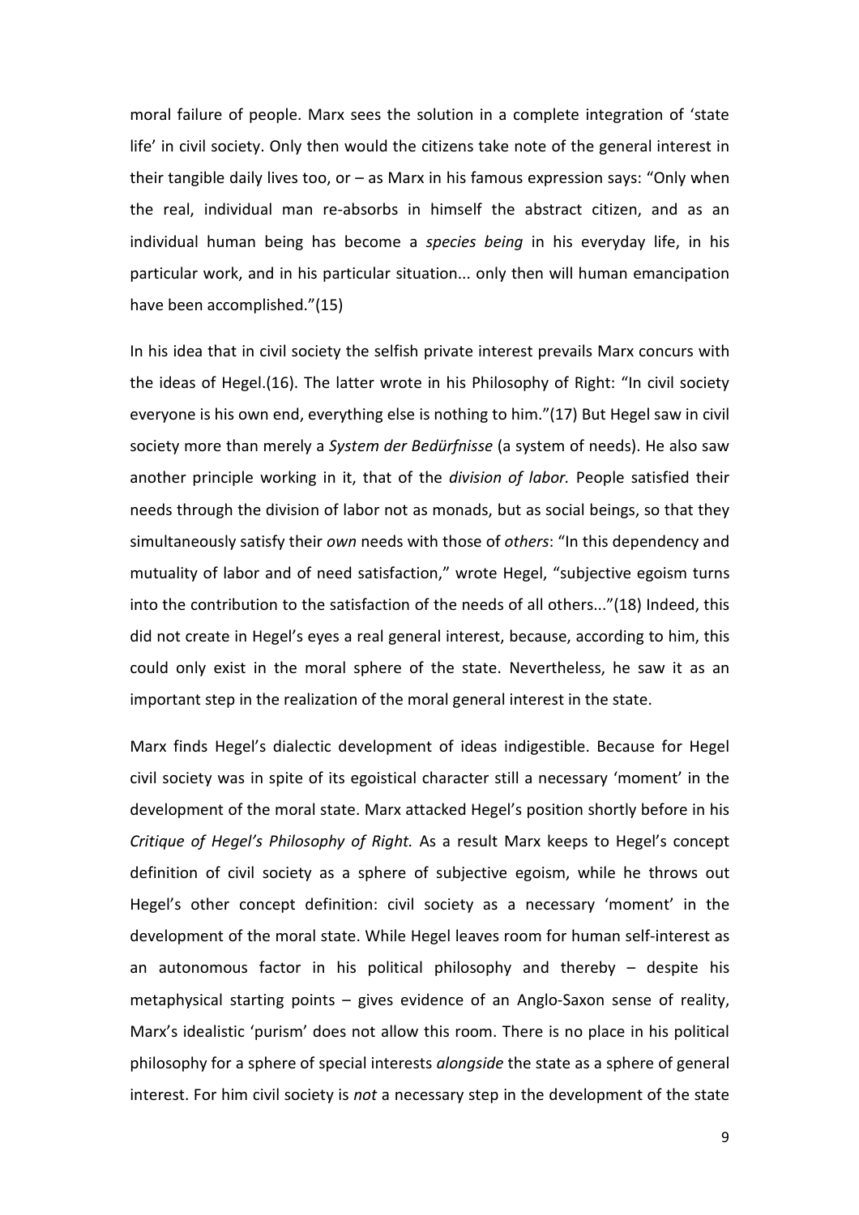moral failure of people. Marx sees the solution in a complete integration of 'state life' in civil society. Only then would the citizens take note of the general interest in their tangible daily lives too, or – as Marx in his famous expression says: "Only when the real, individual man re-absorbs in himself the abstract citizen, and as an individual human being has become a *species being* in his everyday life, in his particular work, and in his particular situation... only then will human emancipation have been accomplished."(15)

In his idea that in civil society the selfish private interest prevails Marx concurs with the ideas of Hegel.(16). The latter wrote in his Philosophy of Right: "In civil society everyone is his own end, everything else is nothing to him."(17) But Hegel saw in civil society more than merely a *System der Bedürfnisse* (a system of needs). He also saw another principle working in it, that of the *division of labor.* People satisfied their needs through the division of labor not as monads, but as social beings, so that they simultaneously satisfy their *own* needs with those of *others*: "In this dependency and mutuality of labor and of need satisfaction," wrote Hegel, "subjective egoism turns into the contribution to the satisfaction of the needs of all others..."(18) Indeed, this did not create in Hegel's eyes a real general interest, because, according to him, this could only exist in the moral sphere of the state. Nevertheless, he saw it as an important step in the realization of the moral general interest in the state.

Marx finds Hegel's dialectic development of ideas indigestible. Because for Hegel civil society was in spite of its egoistical character still a necessary 'moment' in the development of the moral state. Marx attacked Hegel's position shortly before in his *Critique of Hegel's Philosophy of Right.* As a result Marx keeps to Hegel's concept definition of civil society as a sphere of subjective egoism, while he throws out Hegel's other concept definition: civil society as a necessary 'moment' in the development of the moral state. While Hegel leaves room for human self-interest as an autonomous factor in his political philosophy and thereby – despite his metaphysical starting points – gives evidence of an Anglo-Saxon sense of reality, Marx's idealistic 'purism' does not allow this room. There is no place in his political philosophy for a sphere of special interests *alongside* the state as a sphere of general interest. For him civil society is *not* a necessary step in the development of the state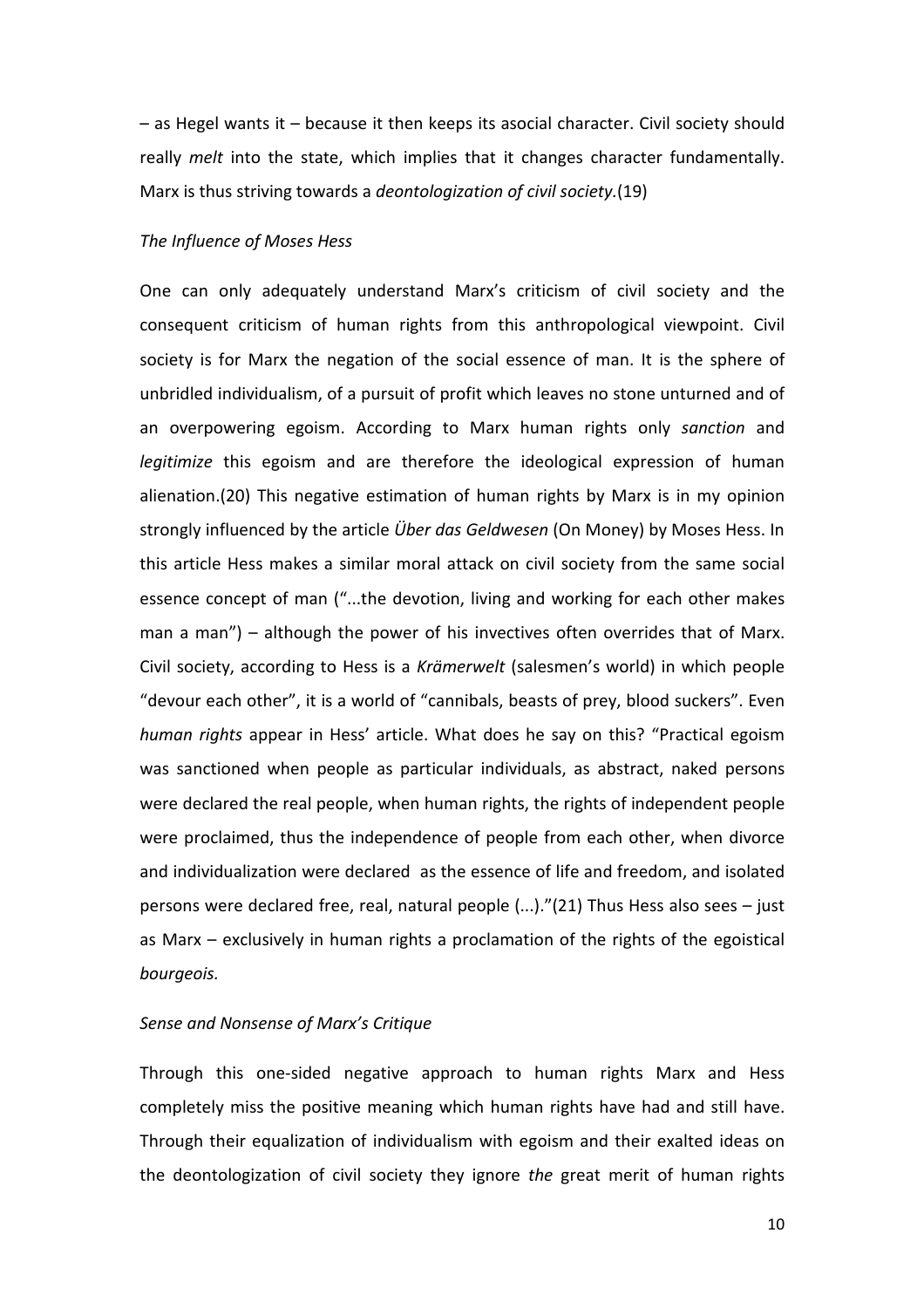– as Hegel wants it – because it then keeps its asocial character. Civil society should really *melt* into the state, which implies that it changes character fundamentally. Marx is thus striving towards a *deontologization of civil society.*(19)

*The Influence of Moses Hess*

One can only adequately understand Marx's criticism of civil society and the consequent criticism of human rights from this anthropological viewpoint. Civil society is for Marx the negation of the social essence of man. It is the sphere of unbridled individualism, of a pursuit of profit which leaves no stone unturned and of an overpowering egoism. According to Marx human rights only *sanction* and *legitimize* this egoism and are therefore the ideological expression of human alienation.(20) This negative estimation of human rights by Marx is in my opinion strongly influenced by the article *Über das Geldwesen* (On Money) by Moses Hess. In this article Hess makes a similar moral attack on civil society from the same social essence concept of man ("...the devotion, living and working for each other makes man a man") – although the power of his invectives often overrides that of Marx. Civil society, according to Hess is a *Krämerwelt* (salesmen's world) in which people "devour each other", it is a world of "cannibals, beasts of prey, blood suckers". Even *human rights* appear in Hess' article. What does he say on this? "Practical egoism was sanctioned when people as particular individuals, as abstract, naked persons were declared the real people, when human rights, the rights of independent people were proclaimed, thus the independence of people from each other, when divorce and individualization were declared as the essence of life and freedom, and isolated persons were declared free, real, natural people (...)."(21) Thus Hess also sees – just as Marx – exclusively in human rights a proclamation of the rights of the egoistical *bourgeois.*

*Sense and Nonsense of Marx's Critique*

Through this one-sided negative approach to human rights Marx and Hess completely miss the positive meaning which human rights have had and still have. Through their equalization of individualism with egoism and their exalted ideas on the deontologization of civil society they ignore *the* great merit of human rights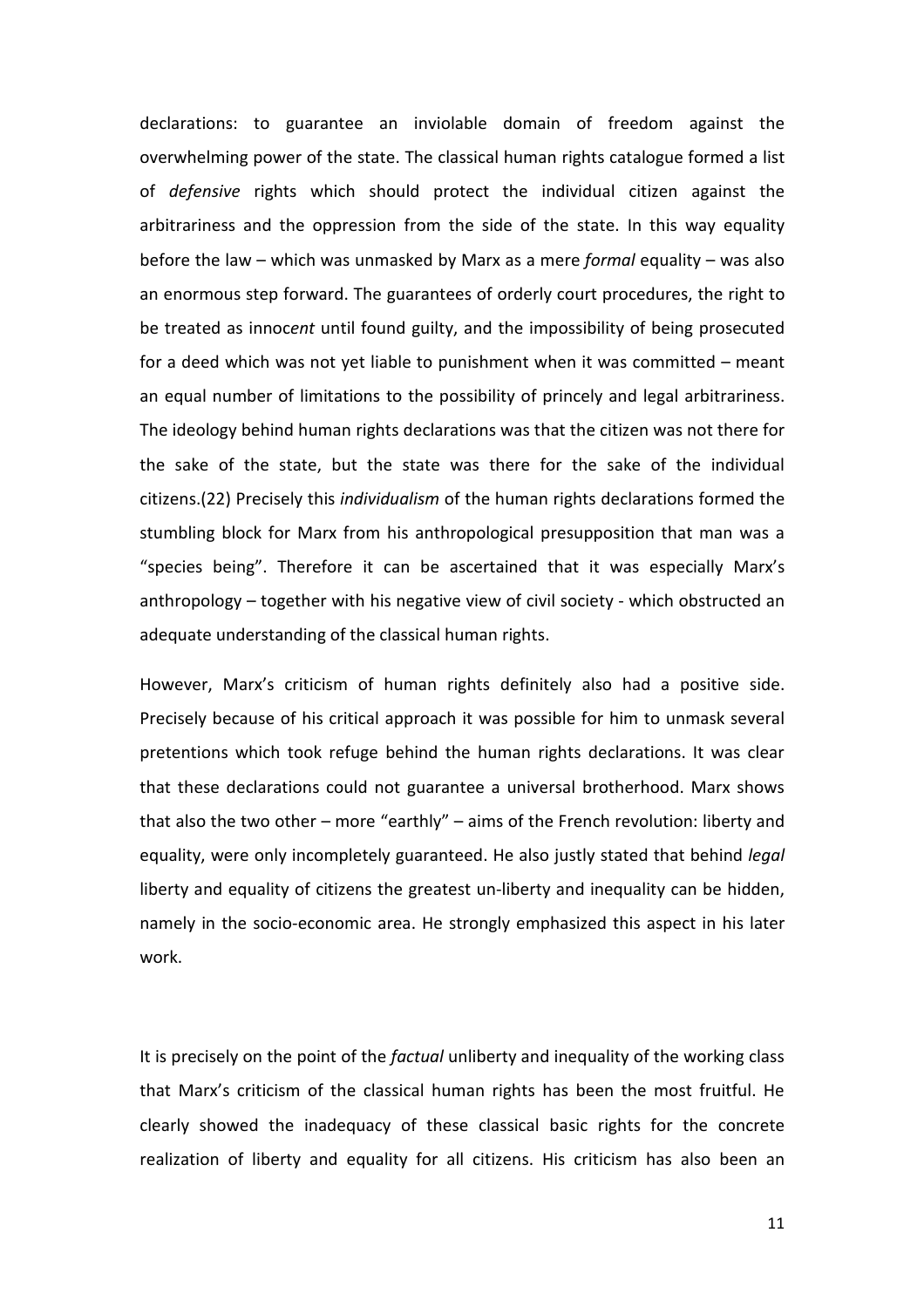declarations: to guarantee an inviolable domain of freedom against the overwhelming power of the state. The classical human rights catalogue formed a list of *defensive* rights which should protect the individual citizen against the arbitrariness and the oppression from the side of the state. In this way equality before the law – which was unmasked by Marx as a mere *formal* equality – was also an enormous step forward. The guarantees of orderly court procedures, the right to be treated as innoc*ent* until found guilty, and the impossibility of being prosecuted for a deed which was not yet liable to punishment when it was committed – meant an equal number of limitations to the possibility of princely and legal arbitrariness. The ideology behind human rights declarations was that the citizen was not there for the sake of the state, but the state was there for the sake of the individual citizens.(22) Precisely this *individualism* of the human rights declarations formed the stumbling block for Marx from his anthropological presupposition that man was a "species being". Therefore it can be ascertained that it was especially Marx's anthropology – together with his negative view of civil society - which obstructed an adequate understanding of the classical human rights.

However, Marx's criticism of human rights definitely also had a positive side. Precisely because of his critical approach it was possible for him to unmask several pretentions which took refuge behind the human rights declarations. It was clear that these declarations could not guarantee a universal brotherhood. Marx shows that also the two other – more "earthly" – aims of the French revolution: liberty and equality, were only incompletely guaranteed. He also justly stated that behind *legal* liberty and equality of citizens the greatest un-liberty and inequality can be hidden, namely in the socio-economic area. He strongly emphasized this aspect in his later work.

It is precisely on the point of the *factual* unliberty and inequality of the working class that Marx's criticism of the classical human rights has been the most fruitful. He clearly showed the inadequacy of these classical basic rights for the concrete realization of liberty and equality for all citizens. His criticism has also been an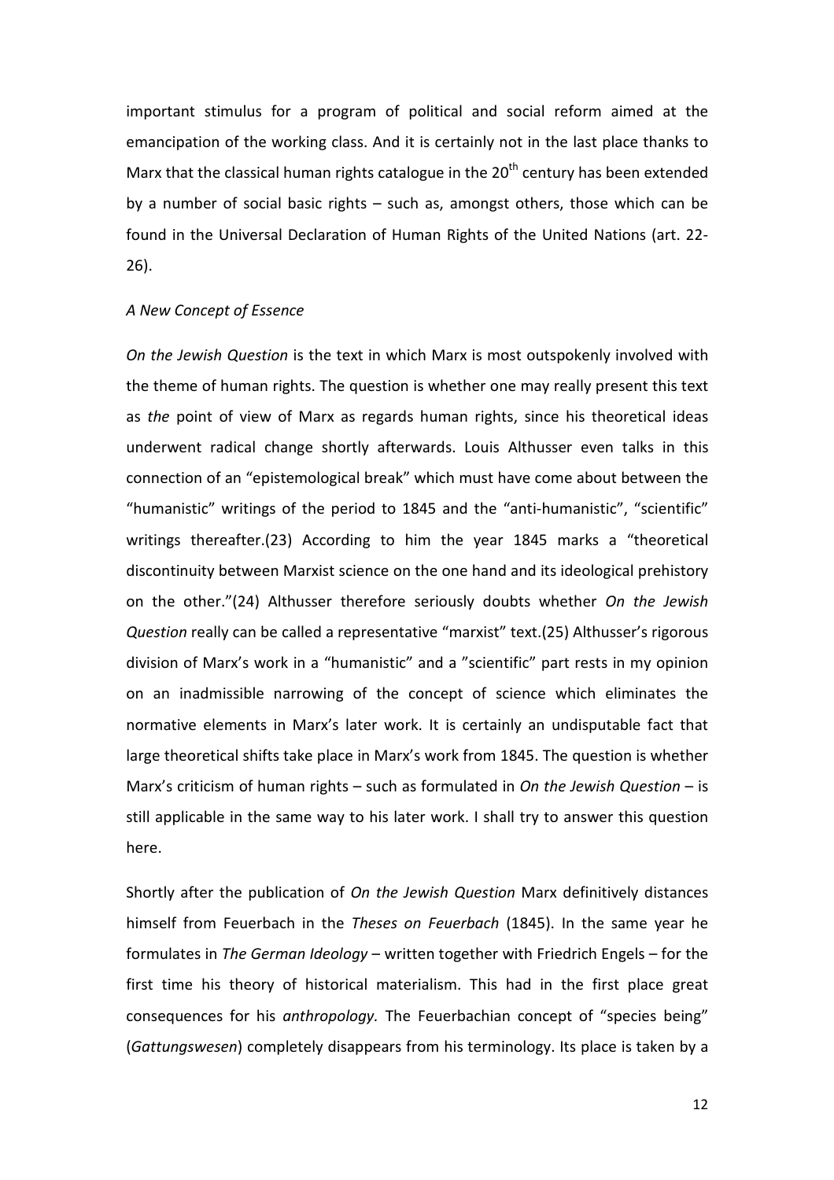important stimulus for a program of political and social reform aimed at the emancipation of the working class. And it is certainly not in the last place thanks to Marx that the classical human rights catalogue in the 20th century has been extended by a number of social basic rights – such as, amongst others, those which can be found in the Universal Declaration of Human Rights of the United Nations (art. 22-26).

*A New Concept of Essence*

*On the Jewish Question* is the text in which Marx is most outspokenly involved with the theme of human rights. The question is whether one may really present this text as *the* point of view of Marx as regards human rights, since his theoretical ideas underwent radical change shortly afterwards. Louis Althusser even talks in this connection of an "epistemological break" which must have come about between the "humanistic" writings of the period to 1845 and the "anti-humanistic", "scientific" writings thereafter.(23) According to him the year 1845 marks a "theoretical discontinuity between Marxist science on the one hand and its ideological prehistory on the other."(24) Althusser therefore seriously doubts whether *On the Jewish Question* really can be called a representative "marxist" text.(25) Althusser's rigorous division of Marx's work in a "humanistic" and a "scientific" part rests in my opinion on an inadmissible narrowing of the concept of science which eliminates the normative elements in Marx's later work. It is certainly an undisputable fact that large theoretical shifts take place in Marx's work from 1845. The question is whether Marx's criticism of human rights – such as formulated in *On the Jewish Question* – is still applicable in the same way to his later work. I shall try to answer this question here.

Shortly after the publication of *On the Jewish Question* Marx definitively distances himself from Feuerbach in the *Theses on Feuerbach* (1845). In the same year he formulates in *The German Ideology* – written together with Friedrich Engels – for the first time his theory of historical materialism. This had in the first place great consequences for his *anthropology.* The Feuerbachian concept of "species being" (*Gattungswesen*) completely disappears from his terminology. Its place is taken by a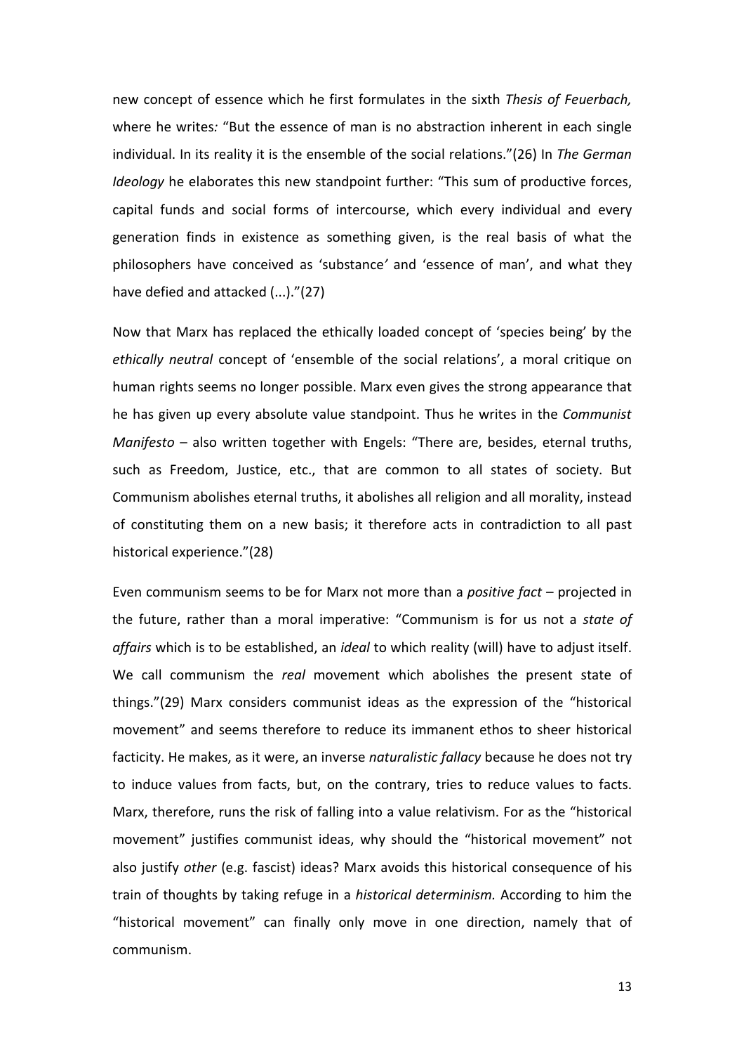new concept of essence which he first formulates in the sixth *Thesis of Feuerbach,* where he writes*:* "But the essence of man is no abstraction inherent in each single individual. In its reality it is the ensemble of the social relations."(26) In *The German Ideology* he elaborates this new standpoint further: "This sum of productive forces, capital funds and social forms of intercourse, which every individual and every generation finds in existence as something given, is the real basis of what the philosophers have conceived as 'substance*'* and 'essence of man', and what they have defied and attacked (...)."(27)

Now that Marx has replaced the ethically loaded concept of 'species being' by the *ethically neutral* concept of 'ensemble of the social relations', a moral critique on human rights seems no longer possible. Marx even gives the strong appearance that he has given up every absolute value standpoint. Thus he writes in the *Communist Manifesto* – also written together with Engels: "There are, besides, eternal truths, such as Freedom, Justice, etc., that are common to all states of society. But Communism abolishes eternal truths, it abolishes all religion and all morality, instead of constituting them on a new basis; it therefore acts in contradiction to all past historical experience."(28)

Even communism seems to be for Marx not more than a *positive fact* – projected in the future, rather than a moral imperative: "Communism is for us not a *state of affairs* which is to be established, an *ideal* to which reality (will) have to adjust itself. We call communism the *real* movement which abolishes the present state of things."(29) Marx considers communist ideas as the expression of the "historical movement" and seems therefore to reduce its immanent ethos to sheer historical facticity. He makes, as it were, an inverse *naturalistic fallacy* because he does not try to induce values from facts, but, on the contrary, tries to reduce values to facts. Marx, therefore, runs the risk of falling into a value relativism. For as the "historical movement" justifies communist ideas, why should the "historical movement" not also justify *other* (e.g. fascist) ideas? Marx avoids this historical consequence of his train of thoughts by taking refuge in a *historical determinism.* According to him the "historical movement" can finally only move in one direction, namely that of communism.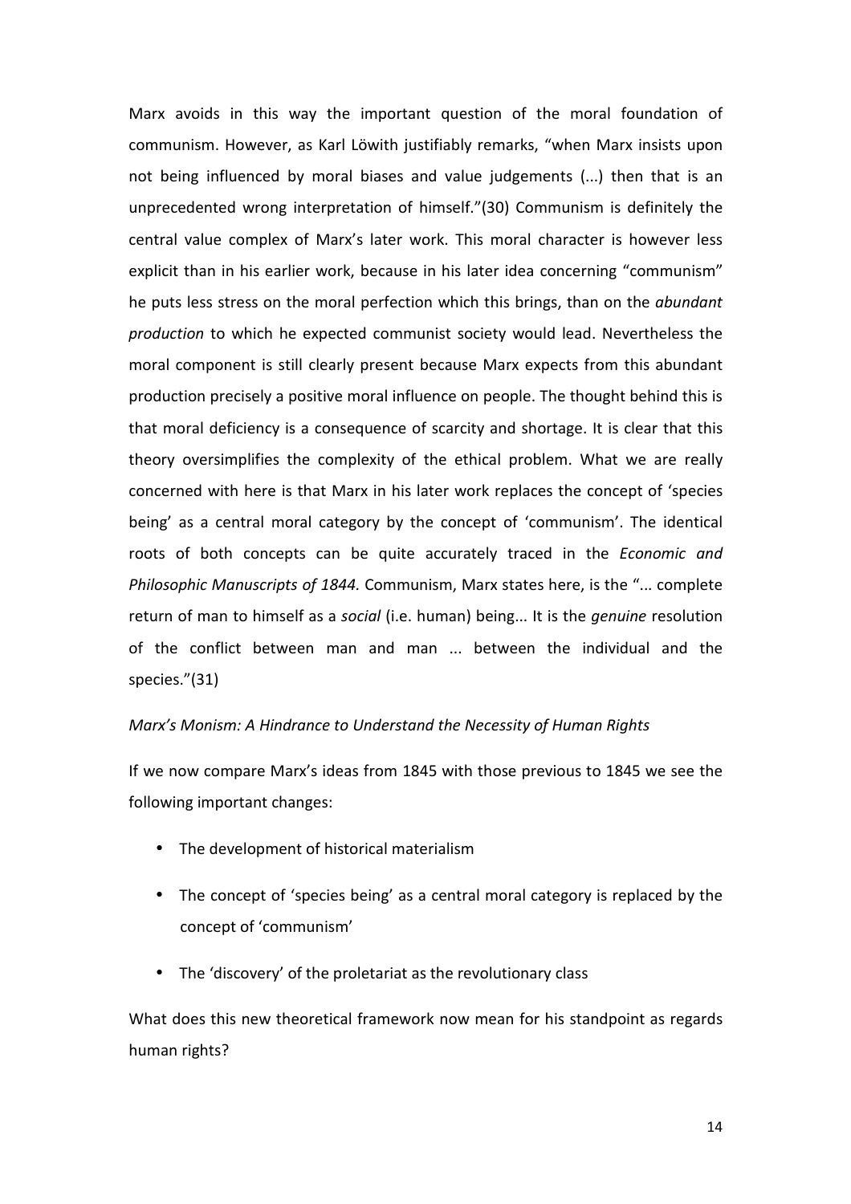Marx avoids in this way the important question of the moral foundation of communism. However, as Karl Löwith justifiably remarks, "when Marx insists upon not being influenced by moral biases and value judgements (...) then that is an unprecedented wrong interpretation of himself."(30) Communism is definitely the central value complex of Marx's later work. This moral character is however less explicit than in his earlier work, because in his later idea concerning "communism" he puts less stress on the moral perfection which this brings, than on the *abundant production* to which he expected communist society would lead. Nevertheless the moral component is still clearly present because Marx expects from this abundant production precisely a positive moral influence on people. The thought behind this is that moral deficiency is a consequence of scarcity and shortage. It is clear that this theory oversimplifies the complexity of the ethical problem. What we are really concerned with here is that Marx in his later work replaces the concept of 'species being' as a central moral category by the concept of 'communism'. The identical roots of both concepts can be quite accurately traced in the *Economic and Philosophic Manuscripts of 1844.* Communism, Marx states here, is the "... complete return of man to himself as a *social* (i.e. human) being... It is the *genuine* resolution of the conflict between man and man ... between the individual and the species."(31)

*Marx's Monism: A Hindrance to Understand the Necessity of Human Rights*

If we now compare Marx's ideas from 1845 with those previous to 1845 we see the following important changes:

- The development of historical materialism
- The concept of 'species being' as a central moral category is replaced by the concept of 'communism'
- The 'discovery' of the proletariat as the revolutionary class

What does this new theoretical framework now mean for his standpoint as regards human rights?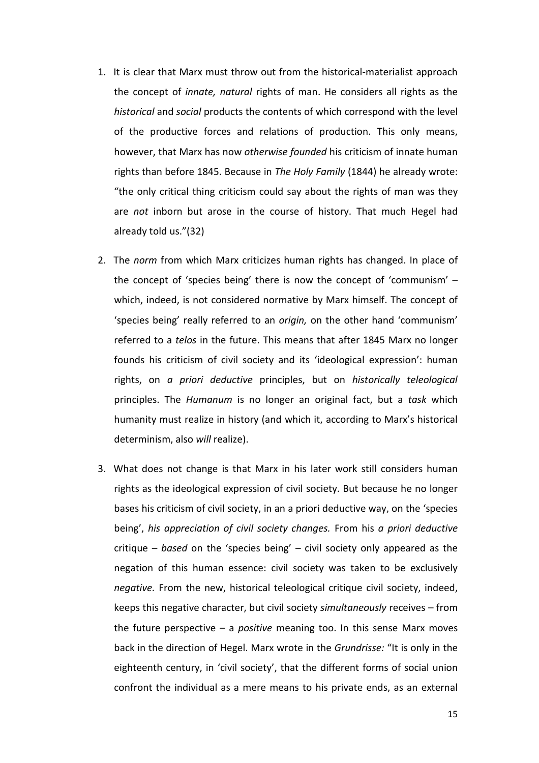1. It is clear that Marx must throw out from the historical-materialist approach the concept of *innate, natural* rights of man. He considers all rights as the *historical* and *social* products the contents of which correspond with the level of the productive forces and relations of production. This only means, however, that Marx has now *otherwise founded* his criticism of innate human rights than before 1845. Because in *The Holy Family* (1844) he already wrote: "the only critical thing criticism could say about the rights of man was they are *not* inborn but arose in the course of history. That much Hegel had already told us."(32)

2. The *norm* from which Marx criticizes human rights has changed. In place of the concept of 'species being' there is now the concept of 'communism' – which, indeed, is not considered normative by Marx himself. The concept of 'species being' really referred to an *origin,* on the other hand 'communism' referred to a *telos* in the future. This means that after 1845 Marx no longer founds his criticism of civil society and its 'ideological expression': human rights, on *a priori deductive* principles, but on *historically teleological* principles. The *Humanum* is no longer an original fact, but a *task* which humanity must realize in history (and which it, according to Marx's historical determinism, also *will* realize).

3. What does not change is that Marx in his later work still considers human rights as the ideological expression of civil society. But because he no longer bases his criticism of civil society, in an a priori deductive way, on the 'species being', *his appreciation of civil society changes.* From his *a priori deductive* critique – *based* on the 'species being' – civil society only appeared as the negation of this human essence: civil society was taken to be exclusively *negative.* From the new, historical teleological critique civil society, indeed, keeps this negative character, but civil society *simultaneously* receives – from the future perspective – a *positive* meaning too. In this sense Marx moves back in the direction of Hegel. Marx wrote in the *Grundrisse:* "It is only in the eighteenth century, in 'civil society', that the different forms of social union confront the individual as a mere means to his private ends, as an external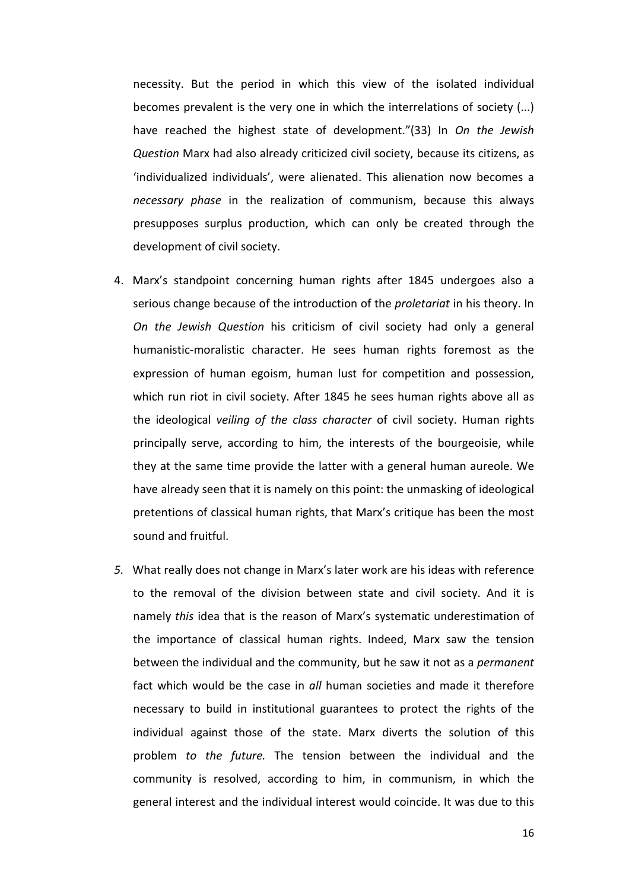necessity. But the period in which this view of the isolated individual becomes prevalent is the very one in which the interrelations of society (...) have reached the highest state of development."(33) In *On the Jewish Question* Marx had also already criticized civil society, because its citizens, as 'individualized individuals', were alienated. This alienation now becomes a *necessary phase* in the realization of communism, because this always presupposes surplus production, which can only be created through the development of civil society.

4. Marx's standpoint concerning human rights after 1845 undergoes also a serious change because of the introduction of the *proletariat* in his theory. In *On the Jewish Question* his criticism of civil society had only a general humanistic-moralistic character. He sees human rights foremost as the expression of human egoism, human lust for competition and possession, which run riot in civil society. After 1845 he sees human rights above all as the ideological *veiling of the class character* of civil society. Human rights principally serve, according to him, the interests of the bourgeoisie, while they at the same time provide the latter with a general human aureole. We have already seen that it is namely on this point: the unmasking of ideological pretentions of classical human rights, that Marx's critique has been the most sound and fruitful.

5. What really does not change in Marx's later work are his ideas with reference to the removal of the division between state and civil society. And it is namely *this* idea that is the reason of Marx's systematic underestimation of the importance of classical human rights. Indeed, Marx saw the tension between the individual and the community, but he saw it not as a *permanent* fact which would be the case in *all* human societies and made it therefore necessary to build in institutional guarantees to protect the rights of the individual against those of the state. Marx diverts the solution of this problem *to the future.* The tension between the individual and the community is resolved, according to him, in communism, in which the general interest and the individual interest would coincide. It was due to this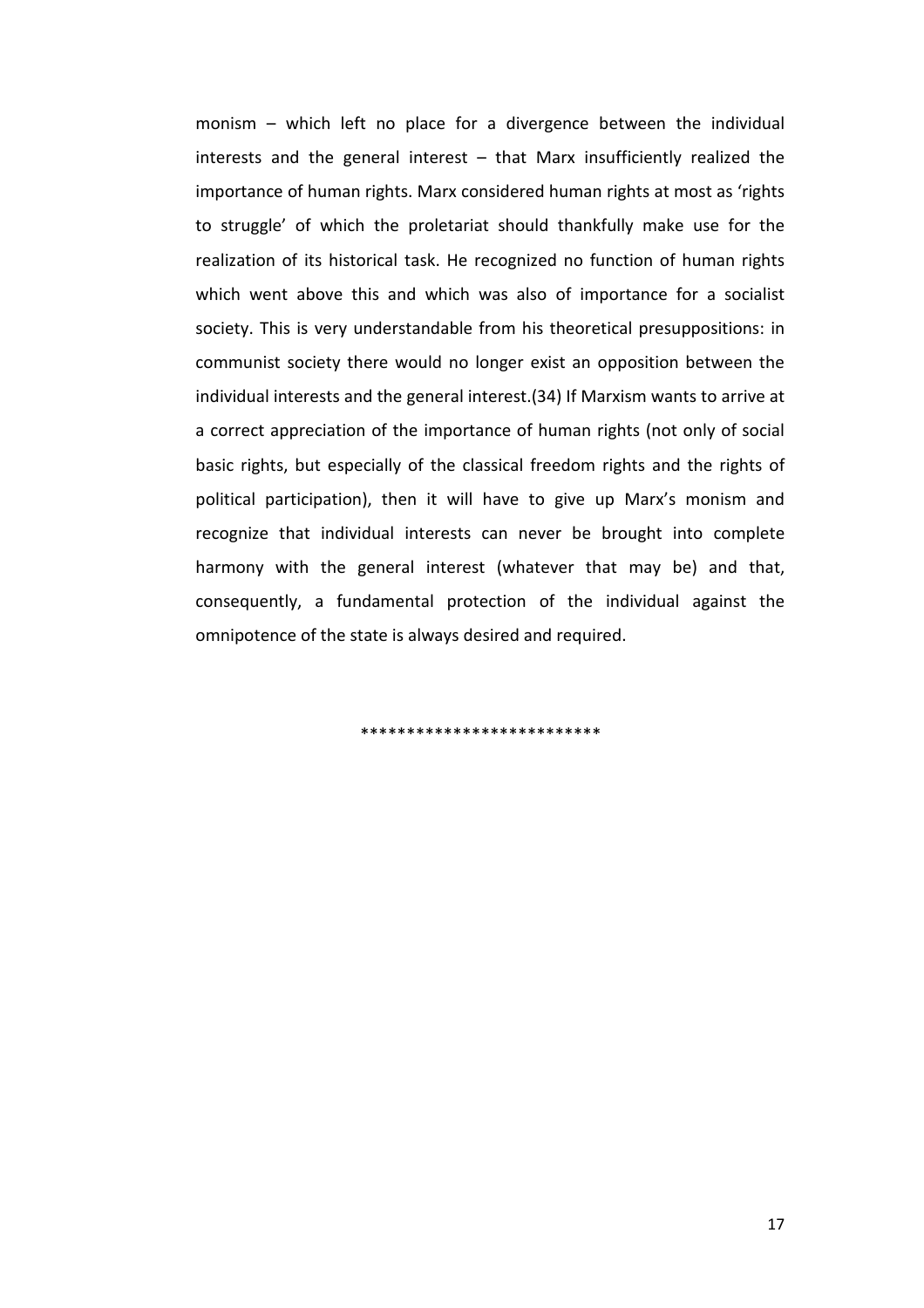monism – which left no place for a divergence between the individual interests and the general interest – that Marx insufficiently realized the importance of human rights. Marx considered human rights at most as 'rights to struggle' of which the proletariat should thankfully make use for the realization of its historical task. He recognized no function of human rights which went above this and which was also of importance for a socialist society. This is very understandable from his theoretical presuppositions: in communist society there would no longer exist an opposition between the individual interests and the general interest.(34) If Marxism wants to arrive at a correct appreciation of the importance of human rights (not only of social basic rights, but especially of the classical freedom rights and the rights of political participation), then it will have to give up Marx's monism and recognize that individual interests can never be brought into complete harmony with the general interest (whatever that may be) and that, consequently, a fundamental protection of the individual against the omnipotence of the state is always desired and required.

*************************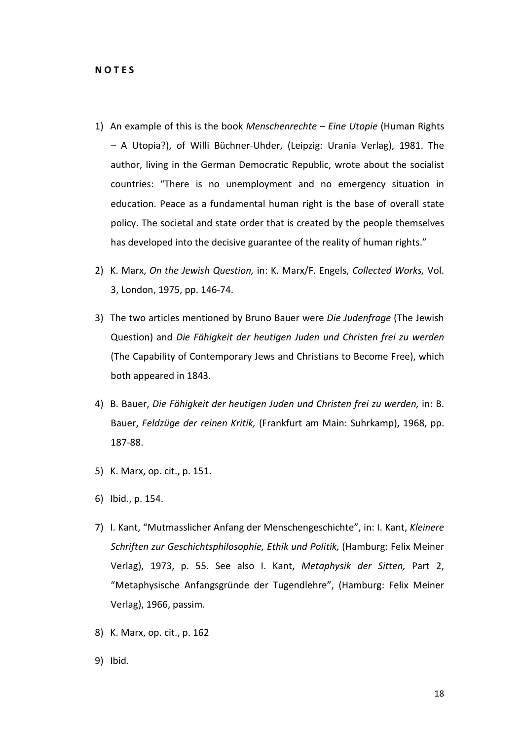**N O T E S**

1) An example of this is the book *Menschenrechte – Eine Utopie* (Human Rights – A Utopia?), of Willi Büchner-Uhder, (Leipzig: Urania Verlag), 1981. The author, living in the German Democratic Republic, wrote about the socialist countries: "There is no unemployment and no emergency situation in education. Peace as a fundamental human right is the base of overall state policy. The societal and state order that is created by the people themselves has developed into the decisive guarantee of the reality of human rights."

2) K. Marx, *On the Jewish Question,* in: K. Marx/F. Engels, *Collected Works,* Vol. 3, London, 1975, pp. 146-74.

3) The two articles mentioned by Bruno Bauer were *Die Judenfrage* (The Jewish Question) and *Die Fähigkeit der heutigen Juden und Christen frei zu werden* (The Capability of Contemporary Jews and Christians to Become Free), which both appeared in 1843.

4) B. Bauer, *Die Fähigkeit der heutigen Juden und Christen frei zu werden,* in: B. Bauer, *Feldzüge der reinen Kritik,* (Frankfurt am Main: Suhrkamp), 1968, pp. 187-88.

5) K. Marx, op. cit., p. 151.

6) Ibid., p. 154.

7) I. Kant, "Mutmasslicher Anfang der Menschengeschichte", in: I. Kant, *Kleinere Schriften zur Geschichtsphilosophie, Ethik und Politik,* (Hamburg: Felix Meiner Verlag), 1973, p. 55. See also I. Kant, *Metaphysik der Sitten,* Part 2, "Metaphysische Anfangsgründe der Tugendlehre", (Hamburg: Felix Meiner Verlag), 1966, passim.

8) K. Marx, op. cit., p. 162

9) Ibid.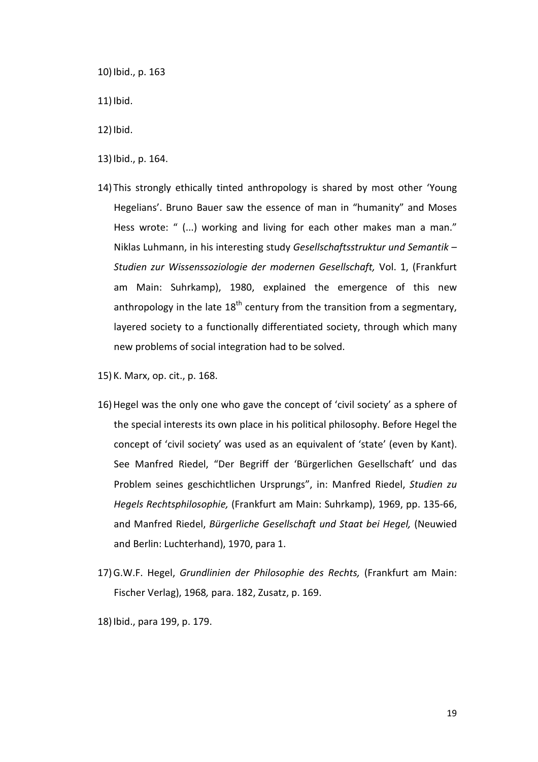10) Ibid., p. 163

11) Ibid.

12) Ibid.

13) Ibid., p. 164.

14) This strongly ethically tinted anthropology is shared by most other 'Young Hegelians'. Bruno Bauer saw the essence of man in "humanity" and Moses Hess wrote: " (...) working and living for each other makes man a man." Niklas Luhmann, in his interesting study *Gesellschaftsstruktur und Semantik – Studien zur Wissenssoziologie der modernen Gesellschaft,* Vol. 1, (Frankfurt am Main: Suhrkamp), 1980, explained the emergence of this new anthropology in the late 18th century from the transition from a segmentary, layered society to a functionally differentiated society, through which many new problems of social integration had to be solved.

15) K. Marx, op. cit., p. 168.

16) Hegel was the only one who gave the concept of 'civil society' as a sphere of the special interests its own place in his political philosophy. Before Hegel the concept of 'civil society' was used as an equivalent of 'state' (even by Kant). See Manfred Riedel, "Der Begriff der 'Bürgerlichen Gesellschaft' und das Problem seines geschichtlichen Ursprungs", in: Manfred Riedel, *Studien zu Hegels Rechtsphilosophie,* (Frankfurt am Main: Suhrkamp), 1969, pp. 135-66, and Manfred Riedel, *Bürgerliche Gesellschaft und Staat bei Hegel,* (Neuwied and Berlin: Luchterhand), 1970, para 1.

17) G.W.F. Hegel, *Grundlinien der Philosophie des Rechts,* (Frankfurt am Main: Fischer Verlag), 1968*,* para. 182, Zusatz, p. 169.

18) Ibid., para 199, p. 179.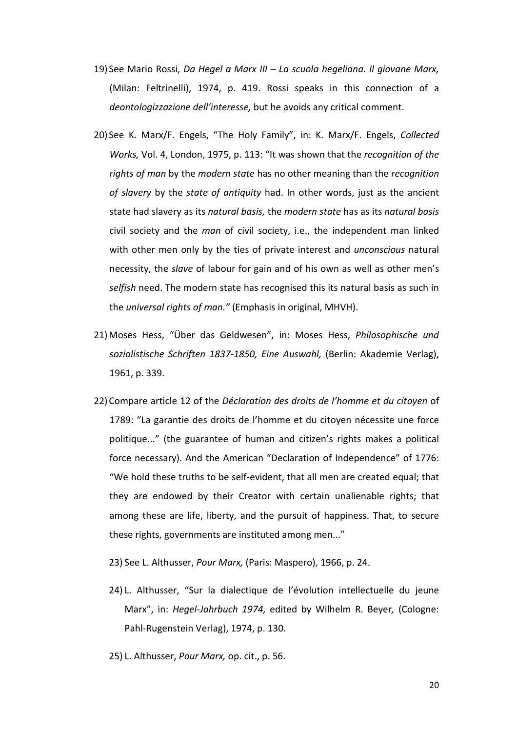19) See Mario Rossi, *Da Hegel a Marx III – La scuola hegeliana. Il giovane Marx,* (Milan: Feltrinelli), 1974, p. 419. Rossi speaks in this connection of a *deontologizzazione dell'interesse,* but he avoids any critical comment.

20) See K. Marx/F. Engels, "The Holy Family", in: K. Marx/F. Engels, *Collected Works,* Vol. 4, London, 1975, p. 113: "It was shown that the *recognition of the rights of man* by the *modern state* has no other meaning than the *recognition of slavery* by the *state of antiquity* had. In other words, just as the ancient state had slavery as its *natural basis,* the *modern state* has as its *natural basis* civil society and the *man* of civil society, i.e., the independent man linked with other men only by the ties of private interest and *unconscious* natural necessity, the *slave* of labour for gain and of his own as well as other men's *selfish* need. The modern state has recognised this its natural basis as such in the *universal rights of man."* (Emphasis in original, MHVH).

21) Moses Hess, "Über das Geldwesen", in: Moses Hess, *Philosophische und sozialistische Schriften 1837-1850, Eine Auswahl,* (Berlin: Akademie Verlag), 1961, p. 339.

22) Compare article 12 of the *Déclaration des droits de l'homme et du citoyen* of 1789: "La garantie des droits de l'homme et du citoyen nécessite une force politique..." (the guarantee of human and citizen's rights makes a political force necessary). And the American "Declaration of Independence" of 1776: "We hold these truths to be self-evident, that all men are created equal; that they are endowed by their Creator with certain unalienable rights; that among these are life, liberty, and the pursuit of happiness. That, to secure these rights, governments are instituted among men..."

23) See L. Althusser, *Pour Marx,* (Paris: Maspero), 1966, p. 24.

24) L. Althusser, "Sur la dialectique de l'évolution intellectuelle du jeune Marx", in: *Hegel-Jahrbuch 1974,* edited by Wilhelm R. Beyer*,* (Cologne: Pahl-Rugenstein Verlag), 1974, p. 130.

25) L. Althusser, *Pour Marx,* op. cit., p. 56.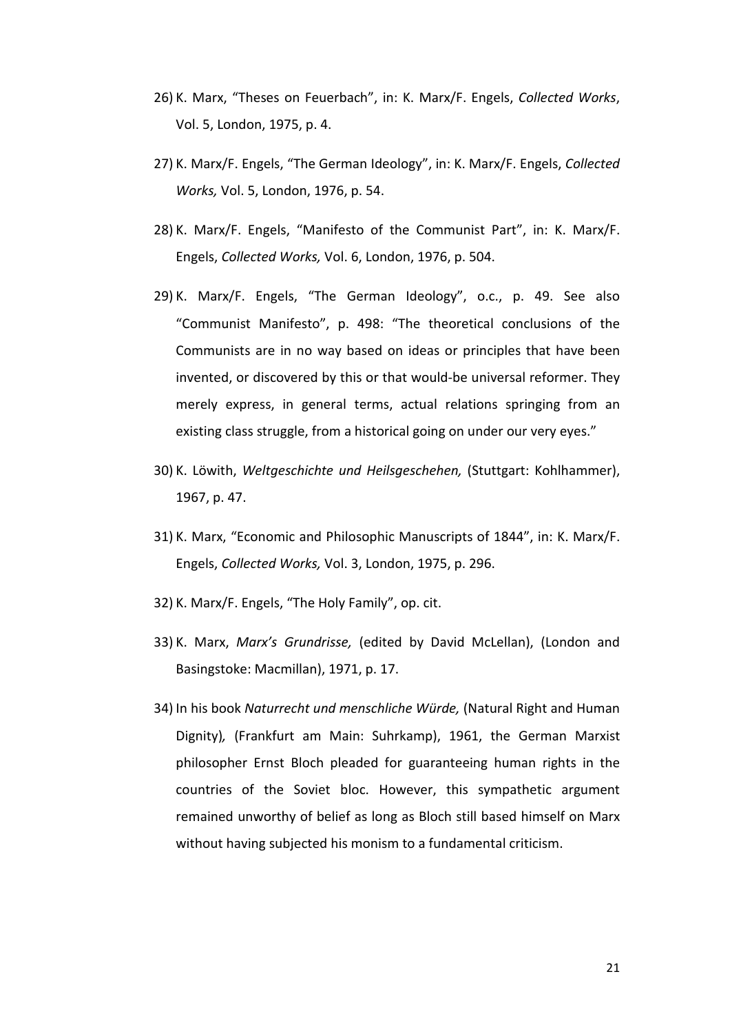26) K. Marx, “Theses on Feuerbach”, in: K. Marx/F. Engels, *Collected Works*, Vol. 5, London, 1975, p. 4.

27) K. Marx/F. Engels, “The German Ideology”, in: K. Marx/F. Engels, *Collected Works,* Vol. 5, London, 1976, p. 54.

28) K. Marx/F. Engels, “Manifesto of the Communist Part”, in: K. Marx/F. Engels, *Collected Works,* Vol. 6, London, 1976, p. 504.

29) K. Marx/F. Engels, “The German Ideology”, o.c., p. 49. See also “Communist Manifesto”, p. 498: “The theoretical conclusions of the Communists are in no way based on ideas or principles that have been invented, or discovered by this or that would-be universal reformer. They merely express, in general terms, actual relations springing from an existing class struggle, from a historical going on under our very eyes.”

30) K. Löwith, *Weltgeschichte und Heilsgeschehen,* (Stuttgart: Kohlhammer), 1967, p. 47.

31) K. Marx, “Economic and Philosophic Manuscripts of 1844”, in: K. Marx/F. Engels, *Collected Works,* Vol. 3, London, 1975, p. 296.

32) K. Marx/F. Engels, “The Holy Family”, op. cit.

33) K. Marx, *Marx’s Grundrisse,* (edited by David McLellan), (London and Basingstoke: Macmillan), 1971, p. 17.

34) In his book *Naturrecht und menschliche Würde,* (Natural Right and Human Dignity)*,* (Frankfurt am Main: Suhrkamp), 1961, the German Marxist philosopher Ernst Bloch pleaded for guaranteeing human rights in the countries of the Soviet bloc. However, this sympathetic argument remained unworthy of belief as long as Bloch still based himself on Marx without having subjected his monism to a fundamental criticism.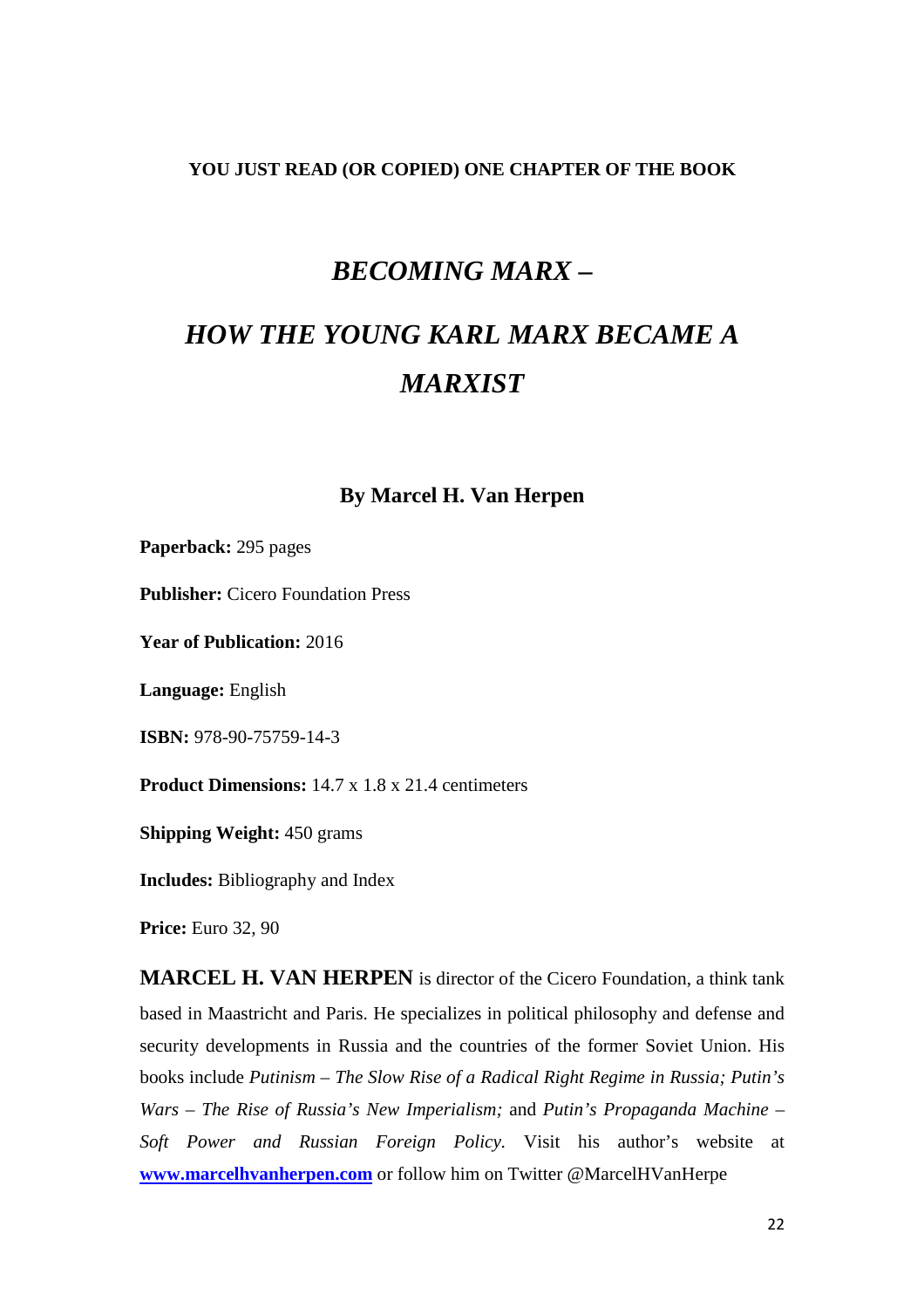**YOU JUST READ (OR COPIED) ONE CHAPTER OF THE BOOK**

# *BECOMING MARX –*

# *HOW THE YOUNG KARL MARX BECAME A MARXIST*

### By Marcel H. Van Herpen

**Paperback:** 295 pages

**Publisher:** Cicero Foundation Press

**Year of Publication:** 2016

**Language:** English

**ISBN:** 978-90-75759-14-3

**Product Dimensions:** 14.7 x 1.8 x 21.4 centimeters

**Shipping Weight:** 450 grams

**Includes:** Bibliography and Index

**Price:** Euro 32, 90

**MARCEL H. VAN HERPEN** is director of the Cicero Foundation, a think tank based in Maastricht and Paris. He specializes in political philosophy and defense and security developments in Russia and the countries of the former Soviet Union. His books include *Putinism – The Slow Rise of a Radical Right Regime in Russia; Putin's Wars – The Rise of Russia's New Imperialism;* and *Putin's Propaganda Machine – Soft Power and Russian Foreign Policy.* Visit his author's website at **[www.marcelhvanherpen.com](http://www.marcelhvanherpen.com)** or follow him on Twitter @MarcelHVanHerpe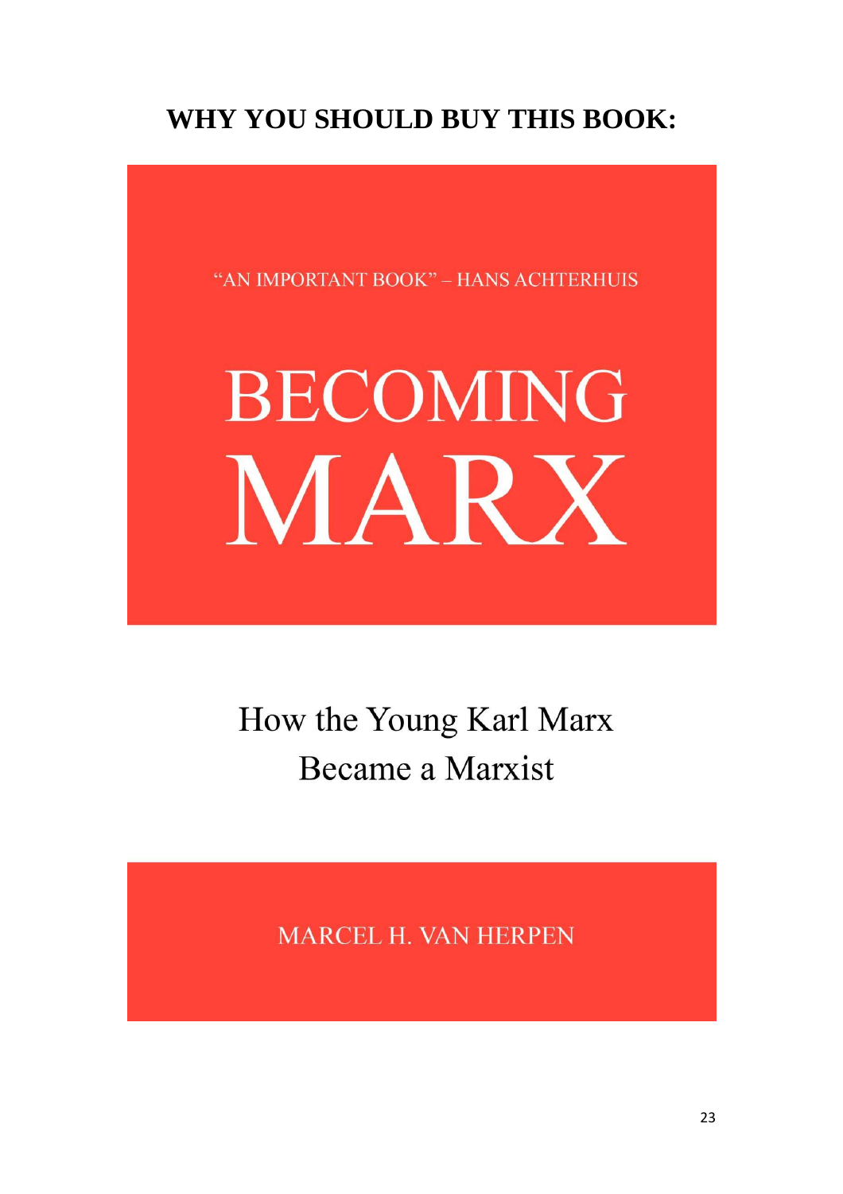## WHY YOU SHOULD BUY THIS BOOK:

"AN IMPORTANT BOOK" – HANS ACHTERHUIS

# BECOMING MARX

How the Young Karl Marx Became a Marxist

MARCEL H. VAN HERPEN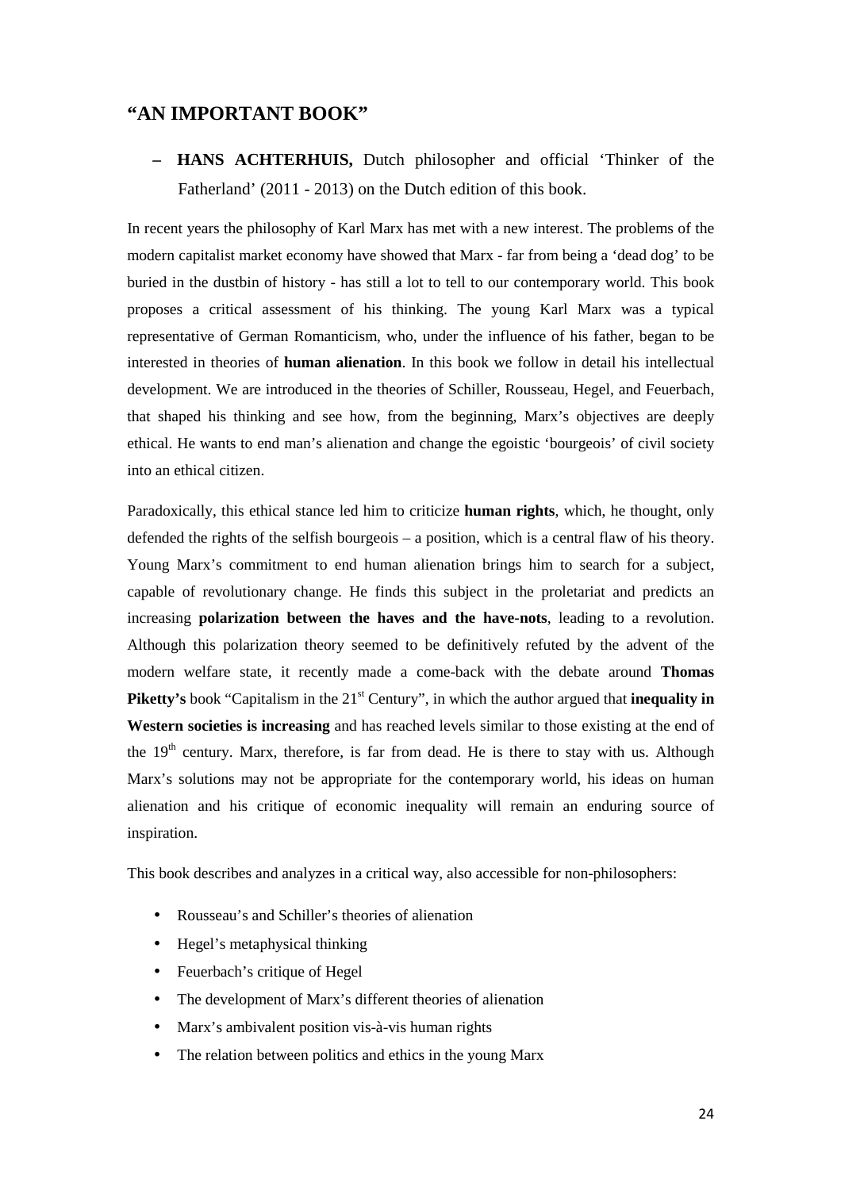## "AN IMPORTANT BOOK"

– **HANS ACHTERHUIS,** Dutch philosopher and official 'Thinker of the Fatherland' (2011 - 2013) on the Dutch edition of this book.

In recent years the philosophy of Karl Marx has met with a new interest. The problems of the modern capitalist market economy have showed that Marx - far from being a 'dead dog' to be buried in the dustbin of history - has still a lot to tell to our contemporary world. This book proposes a critical assessment of his thinking. The young Karl Marx was a typical representative of German Romanticism, who, under the influence of his father, began to be interested in theories of **human alienation**. In this book we follow in detail his intellectual development. We are introduced in the theories of Schiller, Rousseau, Hegel, and Feuerbach, that shaped his thinking and see how, from the beginning, Marx's objectives are deeply ethical. He wants to end man's alienation and change the egoistic 'bourgeois' of civil society into an ethical citizen.

Paradoxically, this ethical stance led him to criticize **human rights**, which, he thought, only defended the rights of the selfish bourgeois – a position, which is a central flaw of his theory. Young Marx's commitment to end human alienation brings him to search for a subject, capable of revolutionary change. He finds this subject in the proletariat and predicts an increasing **polarization between the haves and the have-nots**, leading to a revolution. Although this polarization theory seemed to be definitively refuted by the advent of the modern welfare state, it recently made a come-back with the debate around **Thomas Piketty's** book "Capitalism in the 21st Century", in which the author argued that **inequality in Western societies is increasing** and has reached levels similar to those existing at the end of the 19th century. Marx, therefore, is far from dead. He is there to stay with us. Although Marx's solutions may not be appropriate for the contemporary world, his ideas on human alienation and his critique of economic inequality will remain an enduring source of inspiration.

This book describes and analyzes in a critical way, also accessible for non-philosophers:

- Rousseau's and Schiller's theories of alienation
- Hegel's metaphysical thinking
- Feuerbach's critique of Hegel
- The development of Marx's different theories of alienation
- Marx's ambivalent position vis-à-vis human rights
- The relation between politics and ethics in the young Marx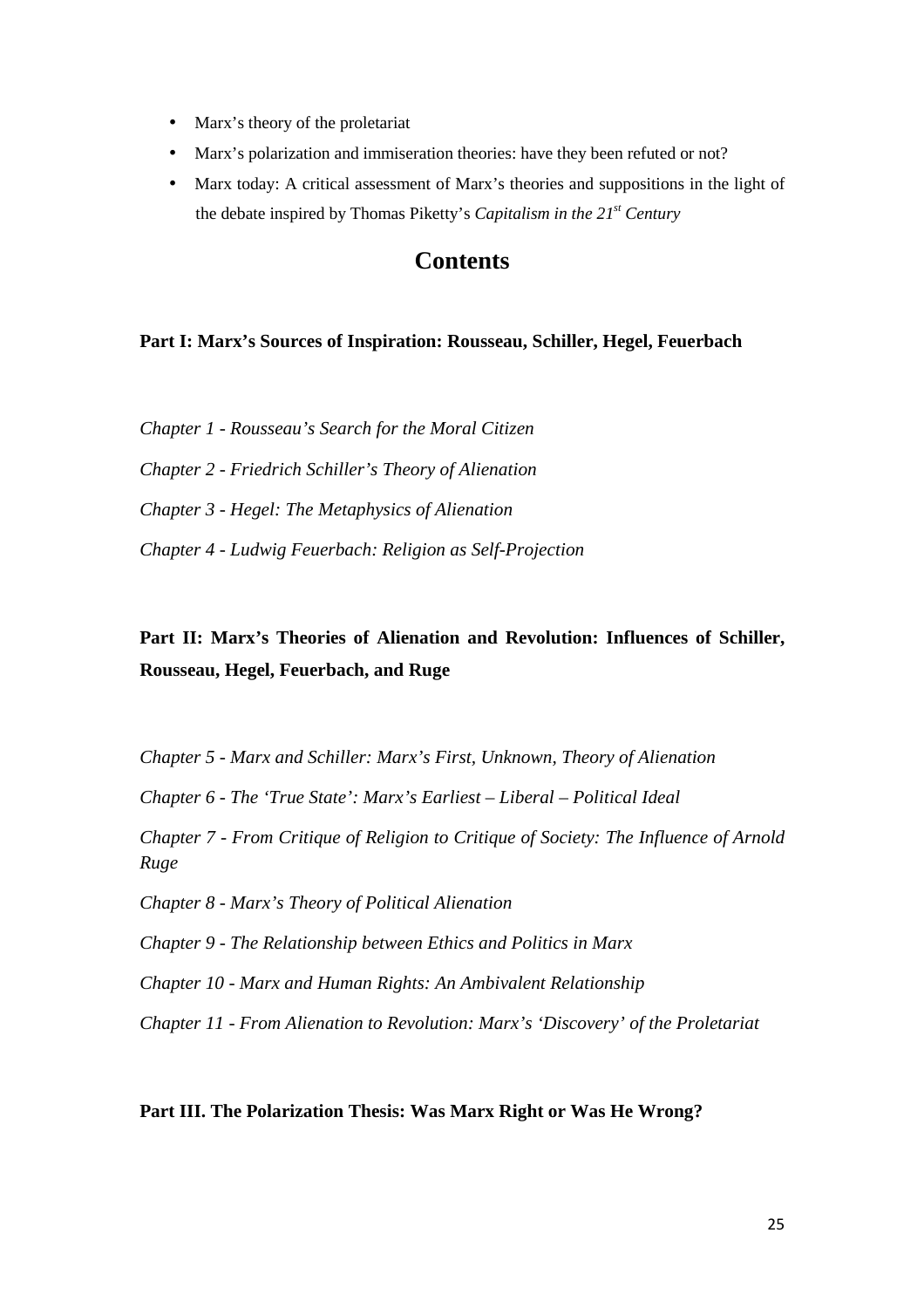- Marx's theory of the proletariat
- Marx's polarization and immiseration theories: have they been refuted or not?
- Marx today: A critical assessment of Marx's theories and suppositions in the light of the debate inspired by Thomas Piketty's *Capitalism in the 21st Century*

# Contents

**Part I: Marx's Sources of Inspiration: Rousseau, Schiller, Hegel, Feuerbach**

*Chapter 1 - Rousseau's Search for the Moral Citizen*

*Chapter 2 - Friedrich Schiller's Theory of Alienation*

*Chapter 3 - Hegel: The Metaphysics of Alienation*

*Chapter 4 - Ludwig Feuerbach: Religion as Self-Projection*

**Part II: Marx's Theories of Alienation and Revolution: Influences of Schiller, Rousseau, Hegel, Feuerbach, and Ruge**

*Chapter 5 - Marx and Schiller: Marx's First, Unknown, Theory of Alienation*

*Chapter 6 - The 'True State': Marx's Earliest – Liberal – Political Ideal*

*Chapter 7 - From Critique of Religion to Critique of Society: The Influence of Arnold Ruge*

*Chapter 8 - Marx's Theory of Political Alienation*

*Chapter 9 - The Relationship between Ethics and Politics in Marx*

*Chapter 10 - Marx and Human Rights: An Ambivalent Relationship*

*Chapter 11 - From Alienation to Revolution: Marx's 'Discovery' of the Proletariat*

**Part III. The Polarization Thesis: Was Marx Right or Was He Wrong?**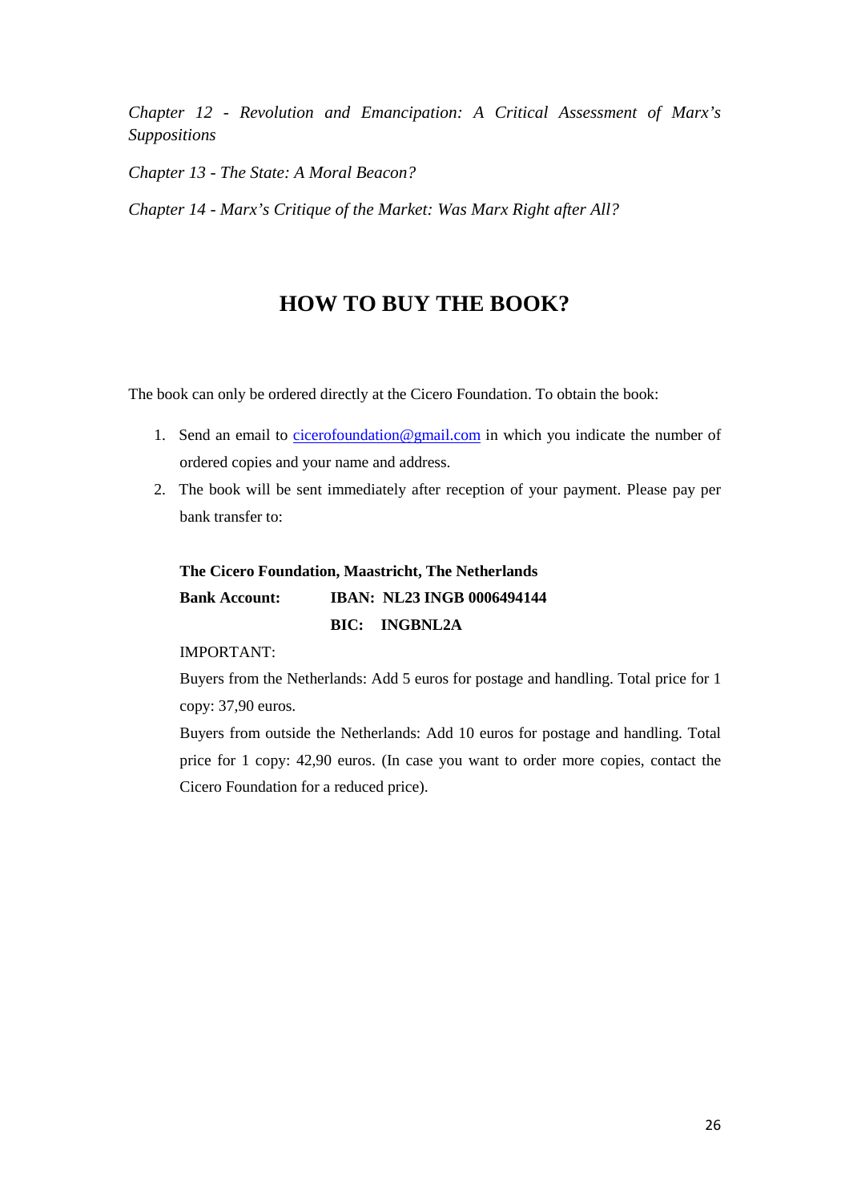*Chapter 12 - Revolution and Emancipation: A Critical Assessment of Marx's Suppositions*

*Chapter 13 - The State: A Moral Beacon?*

*Chapter 14 - Marx's Critique of the Market: Was Marx Right after All?*

## HOW TO BUY THE BOOK?

The book can only be ordered directly at the Cicero Foundation. To obtain the book:

1. Send an email to cicerofoundation@gmail.com in which you indicate the number of ordered copies and your name and address.
2. The book will be sent immediately after reception of your payment. Please pay per bank transfer to:

   **The Cicero Foundation, Maastricht, The Netherlands**
   **Bank Account: IBAN: NL23 INGB 0006494144**
   **BIC: INGBNL2A**

   IMPORTANT:
   Buyers from the Netherlands: Add 5 euros for postage and handling. Total price for 1 copy: 37,90 euros.
   Buyers from outside the Netherlands: Add 10 euros for postage and handling. Total price for 1 copy: 42,90 euros. (In case you want to order more copies, contact the Cicero Foundation for a reduced price).